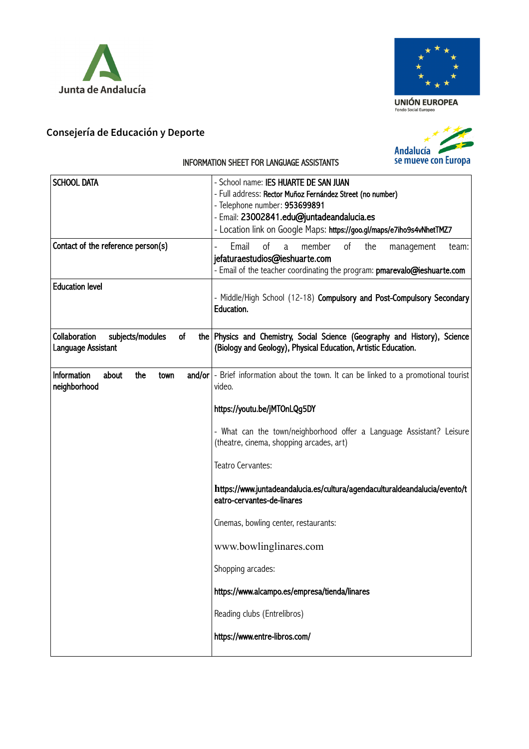Junta de Andalucía

UNIÓN EUROPEA
Fondo Social Europeo

## Consejería de Educación y Deporte

Andalucía se mueve con Europa

### INFORMATION SHEET FOR LANGUAGE ASSISTANTS

| | |
|---|---|
| SCHOOL DATA | - School name: IES HUARTE DE SAN JUAN<br>- Full address: Rector Muñoz Fernández Street (no number)<br>- Telephone number: 953699891<br>- Email: 23002841.edu@juntadeandalucia.es<br>- Location link on Google Maps: https://goo.gl/maps/e7iho9s4vNhetTMZ7 |
| Contact of the reference person(s) | - Email of a member of the management team: jefaturaestudios@ieshuarte.com<br>- Email of the teacher coordinating the program: pmarevalo@ieshuarte.com |
| Education level | - Middle/High School (12-18) Compulsory and Post-Compulsory Secondary Education. |
| Collaboration subjects/modules of the Language Assistant | Physics and Chemistry, Social Science (Geography and History), Science (Biology and Geology), Physical Education, Artistic Education. |
| Information about the town and/or neighborhood | - Brief information about the town. It can be linked to a promotional tourist video.<br><br>https://youtu.be/jMTOnLQg5DY<br><br>- What can the town/neighborhood offer a Language Assistant? Leisure (theatre, cinema, shopping arcades, art)<br><br>Teatro Cervantes:<br><br>https://www.juntadeandalucia.es/cultura/agendaculturaldeandalucia/evento/teatro-cervantes-de-linares<br><br>Cinemas, bowling center, restaurants:<br><br>www.bowlinglinares.com<br><br>Shopping arcades:<br><br>https://www.alcampo.es/empresa/tienda/linares<br><br>Reading clubs (Entrelibros)<br><br>https://www.entre-libros.com/ |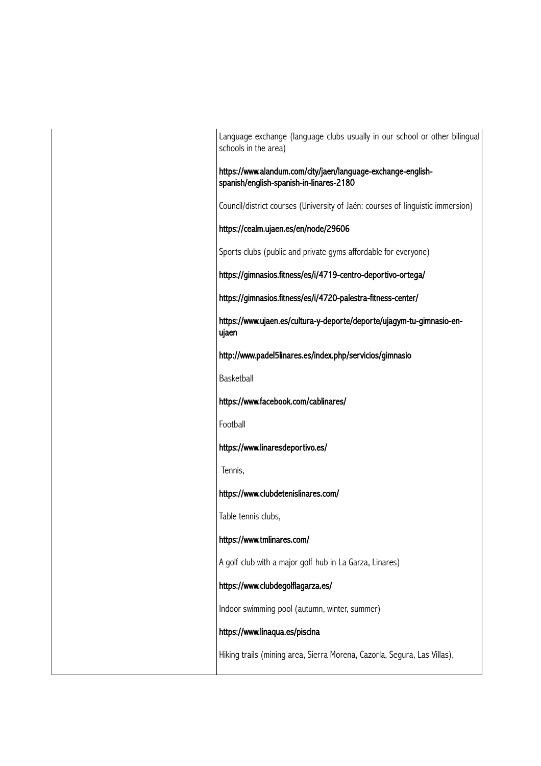| | |
|---|---|
| | Language exchange (language clubs usually in our school or other bilingual schools in the area)<br><br>**https://www.alandum.com/city/jaen/language-exchange-english-spanish/english-spanish-in-linares-2180**<br><br>Council/district courses (University of Jaén: courses of linguistic immersion)<br><br>**https://cealm.ujaen.es/en/node/29606**<br><br>Sports clubs (public and private gyms affordable for everyone)<br><br>**https://gimnasios.fitness/es/i/4719-centro-deportivo-ortega/**<br><br>**https://gimnasios.fitness/es/i/4720-palestra-fitness-center/**<br><br>**https://www.ujaen.es/cultura-y-deporte/deporte/ujagym-tu-gimnasio-en-ujaen**<br><br>**http://www.padel5linares.es/index.php/servicios/gimnasio**<br><br>Basketball<br><br>**https://www.facebook.com/cablinares/**<br><br>Football<br><br>**https://www.linaresdeportivo.es/**<br><br>Tennis,<br><br>**https://www.clubdetenislinares.com/**<br><br>Table tennis clubs,<br><br>**https://www.tmlinares.com/**<br><br>A golf club with a major golf hub in La Garza, Linares)<br><br>**https://www.clubdegolflagarza.es/**<br><br>Indoor swimming pool (autumn, winter, summer)<br><br>**https://www.linaqua.es/piscina**<br><br>Hiking trails (mining area, Sierra Morena, Cazorla, Segura, Las Villas), |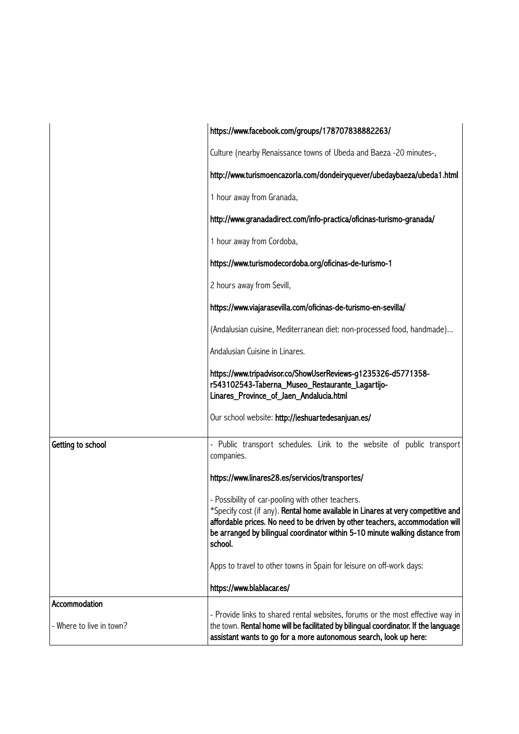| | |
|---|---|
| | **https://www.facebook.com/groups/178707838882263/**<br><br>Culture (nearby Renaissance towns of Ubeda and Baeza -20 minutes-,<br><br>**http://www.turismoencazorla.com/dondeiryquever/ubedaybaeza/ubeda1.html**<br><br>1 hour away from Granada,<br><br>**http://www.granadadirect.com/info-practica/oficinas-turismo-granada/**<br><br>1 hour away from Cordoba,<br><br>**https://www.turismodecordoba.org/oficinas-de-turismo-1**<br><br>2 hours away from Sevill,<br><br>**https://www.viajarasevilla.com/oficinas-de-turismo-en-sevilla/**<br><br>(Andalusian cuisine, Mediterranean diet: non-processed food, handmade)...<br><br>Andalusian Cuisine in Linares.<br><br>**https://www.tripadvisor.co/ShowUserReviews-g1235326-d5771358-r543102543-Taberna_Museo_Restaurante_Lagartijo-Linares_Province_of_Jaen_Andalucia.html**<br><br>Our school website: **http://ieshuartedesanjuan.es/** |
| **Getting to school** | - Public transport schedules. Link to the website of public transport companies.<br><br>**https://www.linares28.es/servicios/transportes/**<br><br>- Possibility of car-pooling with other teachers.<br>*Specify cost (if any). **Rental home available in Linares at very competitive and affordable prices. No need to be driven by other teachers, accommodation will be arranged by bilingual coordinator within 5-10 minute walking distance from school.**<br><br>Apps to travel to other towns in Spain for leisure on off-work days:<br><br>**https://www.blablacar.es/** |
| **Accommodation**<br><br>- Where to live in town? | - Provide links to shared rental websites, forums or the most effective way in the town. **Rental home will be facilitated by bilingual coordinator. If the language assistant wants to go for a more autonomous search, look up here:** |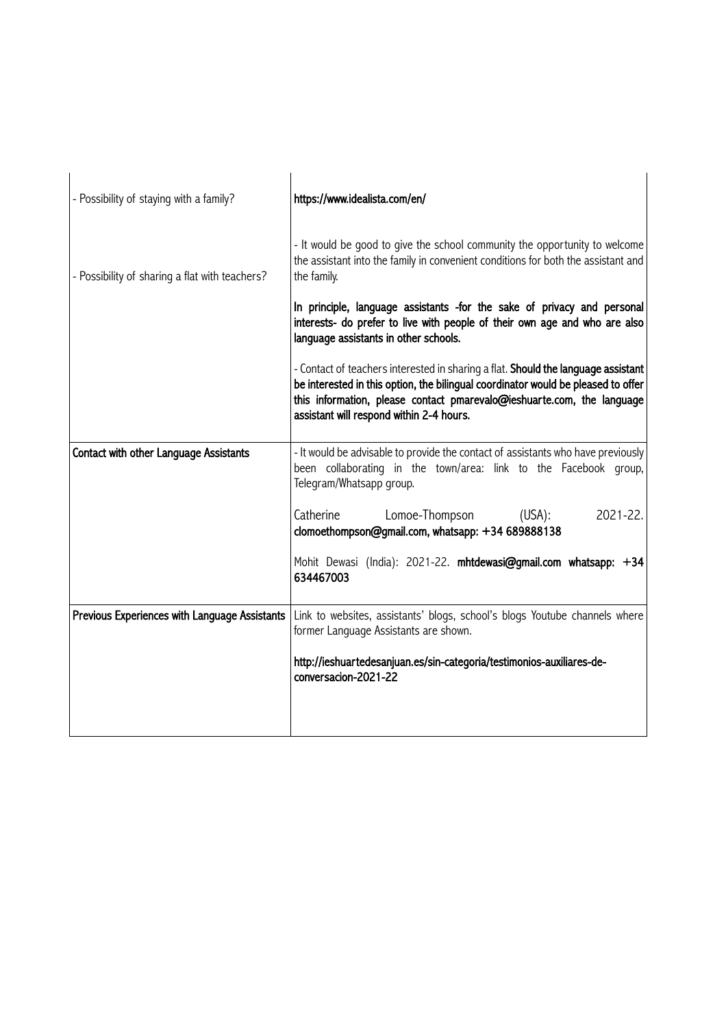| | |
|---|---|
| - Possibility of staying with a family?<br><br>- Possibility of sharing a flat with teachers? | **https://www.idealista.com/en/**<br><br>- It would be good to give the school community the opportunity to welcome the assistant into the family in convenient conditions for both the assistant and the family.<br><br>**In principle, language assistants -for the sake of privacy and personal interests- do prefer to live with people of their own age and who are also language assistants in other schools.**<br><br>- Contact of teachers interested in sharing a flat. **Should the language assistant be interested in this option, the bilingual coordinator would be pleased to offer this information, please contact pmarevalo@ieshuarte.com, the language assistant will respond within 2-4 hours.** |
| **Contact with other Language Assistants** | - It would be advisable to provide the contact of assistants who have previously been collaborating in the town/area: link to the Facebook group, Telegram/Whatsapp group.<br><br>Catherine Lomoe-Thompson (USA): 2021-22. **clomoethompson@gmail.com, whatsapp: +34 689888138**<br><br>Mohit Dewasi (India): 2021-22. **mhtdewasi@gmail.com whatsapp: +34 634467003** |
| **Previous Experiences with Language Assistants** | Link to websites, assistants' blogs, school's blogs Youtube channels where former Language Assistants are shown.<br><br>**http://ieshuartedesanjuan.es/sin-categoria/testimonios-auxiliares-de-conversacion-2021-22** |